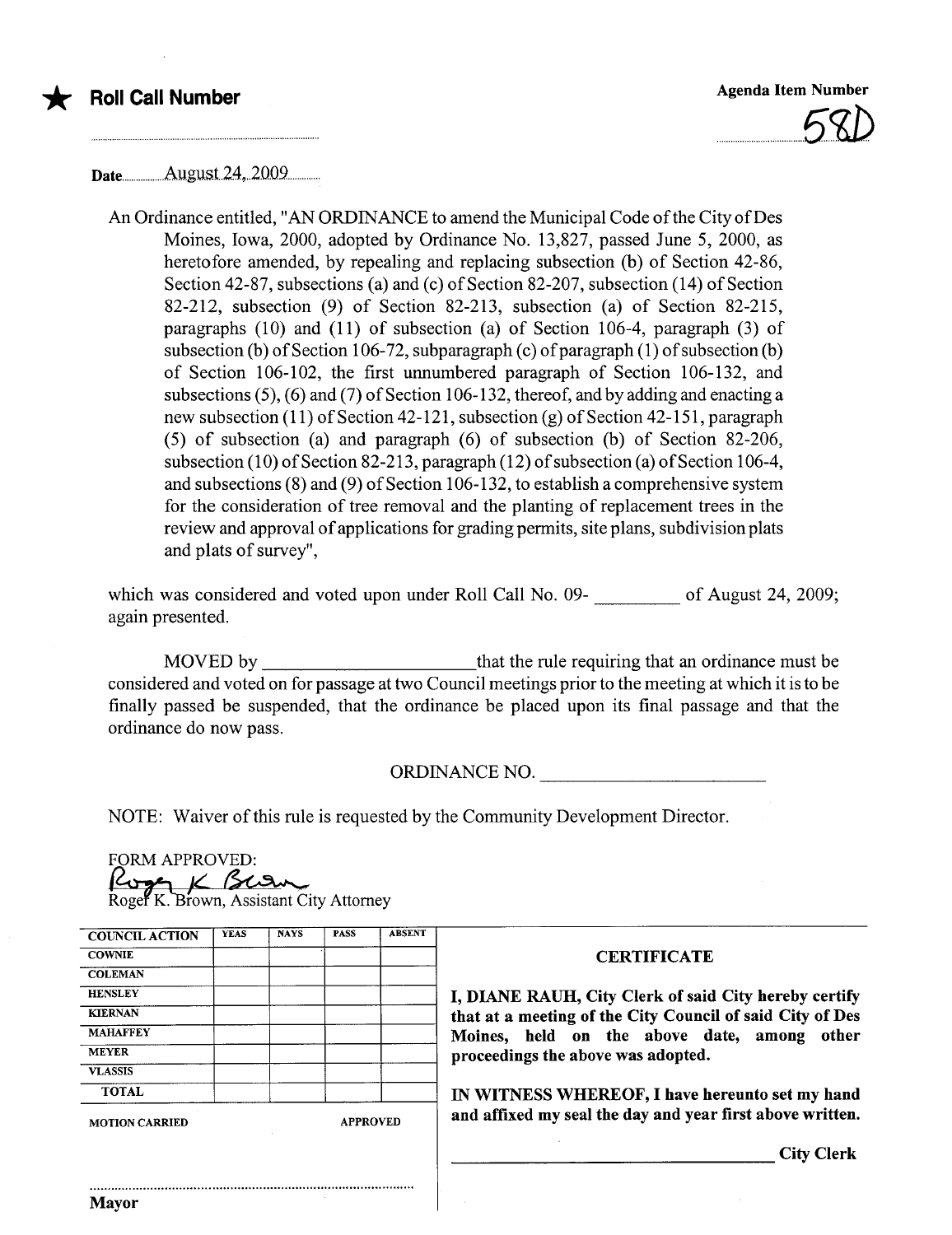★ **Roll Call Number**

..............................................

**Agenda Item Number**

58D

Date August 24, 2009

An Ordinance entitled, "AN ORDINANCE to amend the Municipal Code of the City of Des Moines, Iowa, 2000, adopted by Ordinance No. 13,827, passed June 5, 2000, as heretofore amended, by repealing and replacing subsection (b) of Section 42-86, Section 42-87, subsections (a) and (c) of Section 82-207, subsection (14) of Section 82-212, subsection (9) of Section 82-213, subsection (a) of Section 82-215, paragraphs (10) and (11) of subsection (a) of Section 106-4, paragraph (3) of subsection (b) of Section 106-72, subparagraph (c) of paragraph (1) of subsection (b) of Section 106-102, the first unnumbered paragraph of Section 106-132, and subsections (5), (6) and (7) of Section 106-132, thereof, and by adding and enacting a new subsection (11) of Section 42-121, subsection (g) of Section 42-151, paragraph (5) of subsection (a) and paragraph (6) of subsection (b) of Section 82-206, subsection (10) of Section 82-213, paragraph (12) of subsection (a) of Section 106-4, and subsections (8) and (9) of Section 106-132, to establish a comprehensive system for the consideration of tree removal and the planting of replacement trees in the review and approval of applications for grading permits, site plans, subdivision plats and plats of survey",

which was considered and voted upon under Roll Call No. 09-\_\_\_\_\_\_\_\_\_ of August 24, 2009; again presented.

MOVED by \_\_\_\_\_\_\_\_\_\_\_\_\_\_\_\_\_\_\_\_\_\_ that the rule requiring that an ordinance must be considered and voted on for passage at two Council meetings prior to the meeting at which it is to be finally passed be suspended, that the ordinance be placed upon its final passage and that the ordinance do now pass.

ORDINANCE NO. \_\_\_\_\_\_\_\_\_\_\_\_\_\_\_\_\_\_\_\_\_\_\_\_

NOTE: Waiver of this rule is requested by the Community Development Director.

FORM APPROVED:

Roger K. Brown, Assistant City Attorney

| COUNCIL ACTION | YEAS | NAYS | PASS | ABSENT |
|---|---|---|---|---|
| COWNIE | | | | |
| COLEMAN | | | | |
| HENSLEY | | | | |
| KIERNAN | | | | |
| MAHAFFEY | | | | |
| MEYER | | | | |
| VLASSIS | | | | |
| TOTAL | | | | |

MOTION CARRIED APPROVED

..............................................

Mayor

**CERTIFICATE**

**I, DIANE RAUH, City Clerk of said City hereby certify that at a meeting of the City Council of said City of Des Moines, held on the above date, among other proceedings the above was adopted.**

**IN WITNESS WHEREOF, I have hereunto set my hand and affixed my seal the day and year first above written.**

\_\_\_\_\_\_\_\_\_\_\_\_\_\_\_\_\_\_\_\_\_\_\_\_\_\_\_\_\_\_\_\_ **City Clerk**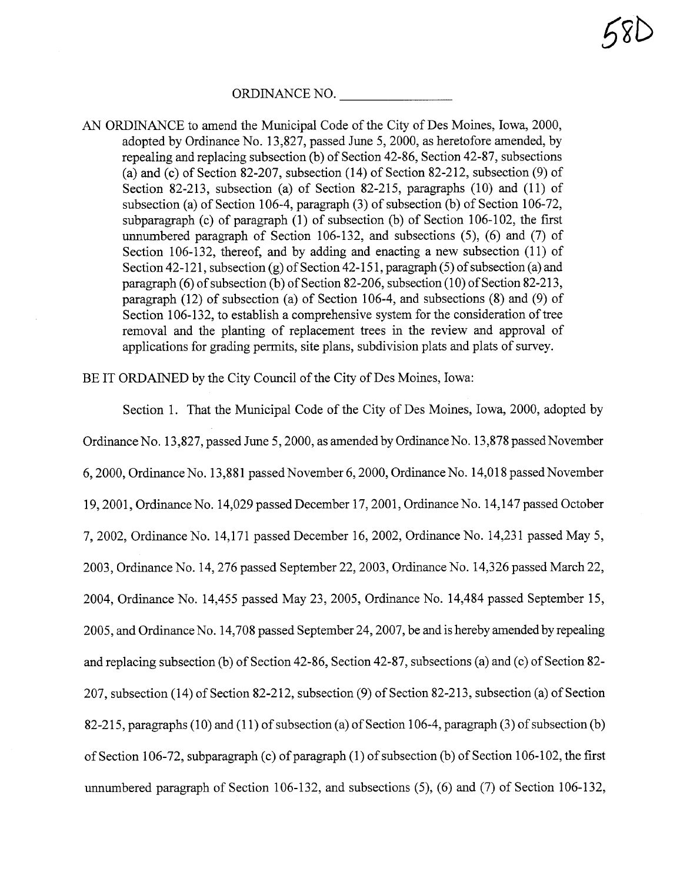58D

ORDINANCE NO. \_\_\_\_\_\_\_\_\_\_\_\_\_\_\_\_

AN ORDINANCE to amend the Municipal Code of the City of Des Moines, Iowa, 2000, adopted by Ordinance No. 13,827, passed June 5, 2000, as heretofore amended, by repealing and replacing subsection (b) of Section 42-86, Section 42-87, subsections (a) and (c) of Section 82-207, subsection (14) of Section 82-212, subsection (9) of Section 82-213, subsection (a) of Section 82-215, paragraphs (10) and (11) of subsection (a) of Section 106-4, paragraph (3) of subsection (b) of Section 106-72, subparagraph (c) of paragraph (1) of subsection (b) of Section 106-102, the first unnumbered paragraph of Section 106-132, and subsections (5), (6) and (7) of Section 106-132, thereof, and by adding and enacting a new subsection (11) of Section 42-121, subsection (g) of Section 42-151, paragraph (5) of subsection (a) and paragraph (6) of subsection (b) of Section 82-206, subsection (10) of Section 82-213, paragraph (12) of subsection (a) of Section 106-4, and subsections (8) and (9) of Section 106-132, to establish a comprehensive system for the consideration of tree removal and the planting of replacement trees in the review and approval of applications for grading permits, site plans, subdivision plats and plats of survey.

BE IT ORDAINED by the City Council of the City of Des Moines, Iowa:

Section 1. That the Municipal Code of the City of Des Moines, Iowa, 2000, adopted by Ordinance No. 13,827, passed June 5, 2000, as amended by Ordinance No. 13,878 passed November 6, 2000, Ordinance No. 13,881 passed November 6, 2000, Ordinance No. 14,018 passed November 19, 2001, Ordinance No. 14,029 passed December 17, 2001, Ordinance No. 14,147 passed October 7, 2002, Ordinance No. 14,171 passed December 16, 2002, Ordinance No. 14,231 passed May 5, 2003, Ordinance No. 14, 276 passed September 22, 2003, Ordinance No. 14,326 passed March 22, 2004, Ordinance No. 14,455 passed May 23, 2005, Ordinance No. 14,484 passed September 15, 2005, and Ordinance No. 14,708 passed September 24, 2007, be and is hereby amended by repealing and replacing subsection (b) of Section 42-86, Section 42-87, subsections (a) and (c) of Section 82-207, subsection (14) of Section 82-212, subsection (9) of Section 82-213, subsection (a) of Section 82-215, paragraphs (10) and (11) of subsection (a) of Section 106-4, paragraph (3) of subsection (b) of Section 106-72, subparagraph (c) of paragraph (1) of subsection (b) of Section 106-102, the first unnumbered paragraph of Section 106-132, and subsections (5), (6) and (7) of Section 106-132,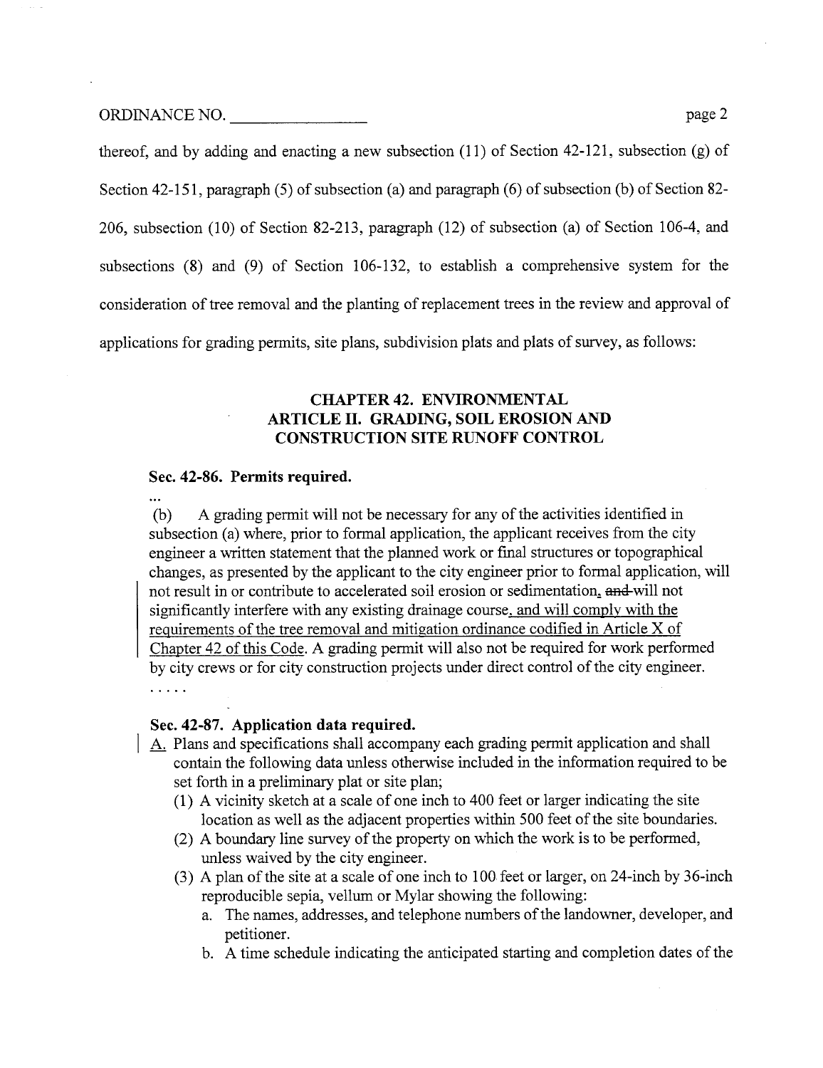thereof, and by adding and enacting a new subsection (11) of Section 42-121, subsection (g) of Section 42-151, paragraph (5) of subsection (a) and paragraph (6) of subsection (b) of Section 82-206, subsection (10) of Section 82-213, paragraph (12) of subsection (a) of Section 106-4, and subsections (8) and (9) of Section 106-132, to establish a comprehensive system for the consideration of tree removal and the planting of replacement trees in the review and approval of applications for grading permits, site plans, subdivision plats and plats of survey, as follows:

## CHAPTER 42. ENVIRONMENTAL
## ARTICLE II. GRADING, SOIL EROSION AND CONSTRUCTION SITE RUNOFF CONTROL

### Sec. 42-86. Permits required.

...

(b) A grading permit will not be necessary for any of the activities identified in subsection (a) where, prior to formal application, the applicant receives from the city engineer a written statement that the planned work or final structures or topographical changes, as presented by the applicant to the city engineer prior to formal application, will not result in or contribute to accelerated soil erosion or sedimentation, ~~and~~ will not significantly interfere with any existing drainage course, and will comply with the requirements of the tree removal and mitigation ordinance codified in Article X of Chapter 42 of this Code. A grading permit will also not be required for work performed by city crews or for city construction projects under direct control of the city engineer.

. . . . .

### Sec. 42-87. Application data required.

A. Plans and specifications shall accompany each grading permit application and shall contain the following data unless otherwise included in the information required to be set forth in a preliminary plat or site plan;

(1) A vicinity sketch at a scale of one inch to 400 feet or larger indicating the site location as well as the adjacent properties within 500 feet of the site boundaries.

(2) A boundary line survey of the property on which the work is to be performed, unless waived by the city engineer.

(3) A plan of the site at a scale of one inch to 100 feet or larger, on 24-inch by 36-inch reproducible sepia, vellum or Mylar showing the following:

a. The names, addresses, and telephone numbers of the landowner, developer, and petitioner.

b. A time schedule indicating the anticipated starting and completion dates of the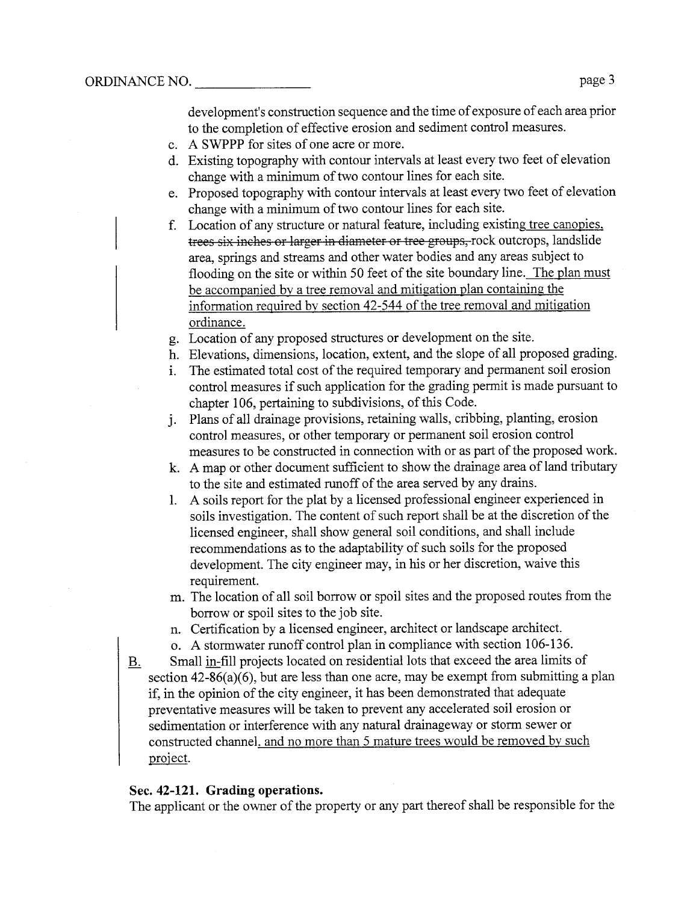development's construction sequence and the time of exposure of each area prior to the completion of effective erosion and sediment control measures.

c. A SWPPP for sites of one acre or more.

d. Existing topography with contour intervals at least every two feet of elevation change with a minimum of two contour lines for each site.

e. Proposed topography with contour intervals at least every two feet of elevation change with a minimum of two contour lines for each site.

f. Location of any structure or natural feature, including existing tree canopies, ~~trees six inches or larger in diameter or tree groups,~~ rock outcrops, landslide area, springs and streams and other water bodies and any areas subject to flooding on the site or within 50 feet of the site boundary line. The plan must be accompanied by a tree removal and mitigation plan containing the information required by section 42-544 of the tree removal and mitigation ordinance.

g. Location of any proposed structures or development on the site.

h. Elevations, dimensions, location, extent, and the slope of all proposed grading.

i. The estimated total cost of the required temporary and permanent soil erosion control measures if such application for the grading permit is made pursuant to chapter 106, pertaining to subdivisions, of this Code.

j. Plans of all drainage provisions, retaining walls, cribbing, planting, erosion control measures, or other temporary or permanent soil erosion control measures to be constructed in connection with or as part of the proposed work.

k. A map or other document sufficient to show the drainage area of land tributary to the site and estimated runoff of the area served by any drains.

l. A soils report for the plat by a licensed professional engineer experienced in soils investigation. The content of such report shall be at the discretion of the licensed engineer, shall show general soil conditions, and shall include recommendations as to the adaptability of such soils for the proposed development. The city engineer may, in his or her discretion, waive this requirement.

m. The location of all soil borrow or spoil sites and the proposed routes from the borrow or spoil sites to the job site.

n. Certification by a licensed engineer, architect or landscape architect.

o. A stormwater runoff control plan in compliance with section 106-136.

B. Small in-fill projects located on residential lots that exceed the area limits of section 42-86(a)(6), but are less than one acre, may be exempt from submitting a plan if, in the opinion of the city engineer, it has been demonstrated that adequate preventative measures will be taken to prevent any accelerated soil erosion or sedimentation or interference with any natural drainageway or storm sewer or constructed channel, and no more than 5 mature trees would be removed by such project.

**Sec. 42-121. Grading operations.**

The applicant or the owner of the property or any part thereof shall be responsible for the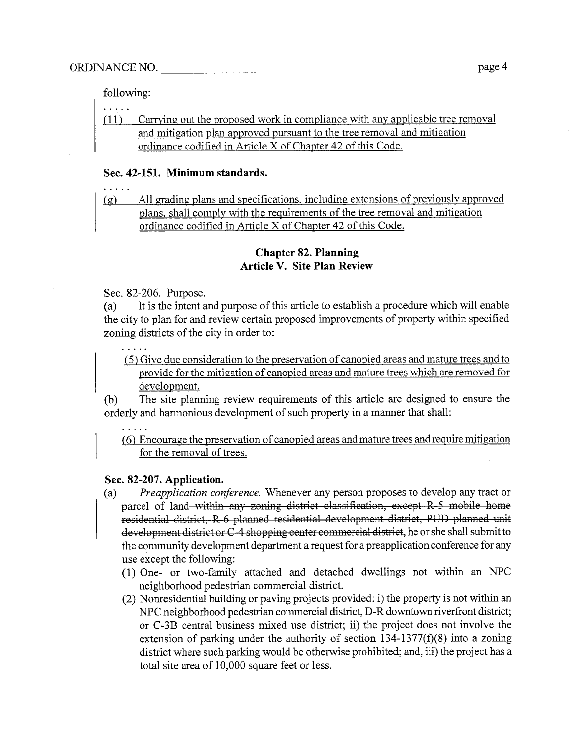following:

. . . . .

(11) Carrying out the proposed work in compliance with any applicable tree removal and mitigation plan approved pursuant to the tree removal and mitigation ordinance codified in Article X of Chapter 42 of this Code.

**Sec. 42-151. Minimum standards.**

. . . . .

(g) All grading plans and specifications, including extensions of previously approved plans, shall comply with the requirements of the tree removal and mitigation ordinance codified in Article X of Chapter 42 of this Code.

## Chapter 82. Planning
## Article V. Site Plan Review

Sec. 82-206. Purpose.

(a) It is the intent and purpose of this article to establish a procedure which will enable the city to plan for and review certain proposed improvements of property within specified zoning districts of the city in order to:

. . . . .

(5) Give due consideration to the preservation of canopied areas and mature trees and to provide for the mitigation of canopied areas and mature trees which are removed for development.

(b) The site planning review requirements of this article are designed to ensure the orderly and harmonious development of such property in a manner that shall:

. . . . .

(6) Encourage the preservation of canopied areas and mature trees and require mitigation for the removal of trees.

**Sec. 82-207. Application.**

(a) *Preapplication conference.* Whenever any person proposes to develop any tract or parcel of land ~~within any zoning district classification, except R-5 mobile home residential district, R-6 planned residential development district, PUD planned unit development district or C-4 shopping center commercial district~~, he or she shall submit to the community development department a request for a preapplication conference for any use except the following:

(1) One- or two-family attached and detached dwellings not within an NPC neighborhood pedestrian commercial district.

(2) Nonresidential building or paving projects provided: i) the property is not within an NPC neighborhood pedestrian commercial district, D-R downtown riverfront district; or C-3B central business mixed use district; ii) the project does not involve the extension of parking under the authority of section 134-1377(f)(8) into a zoning district where such parking would be otherwise prohibited; and, iii) the project has a total site area of 10,000 square feet or less.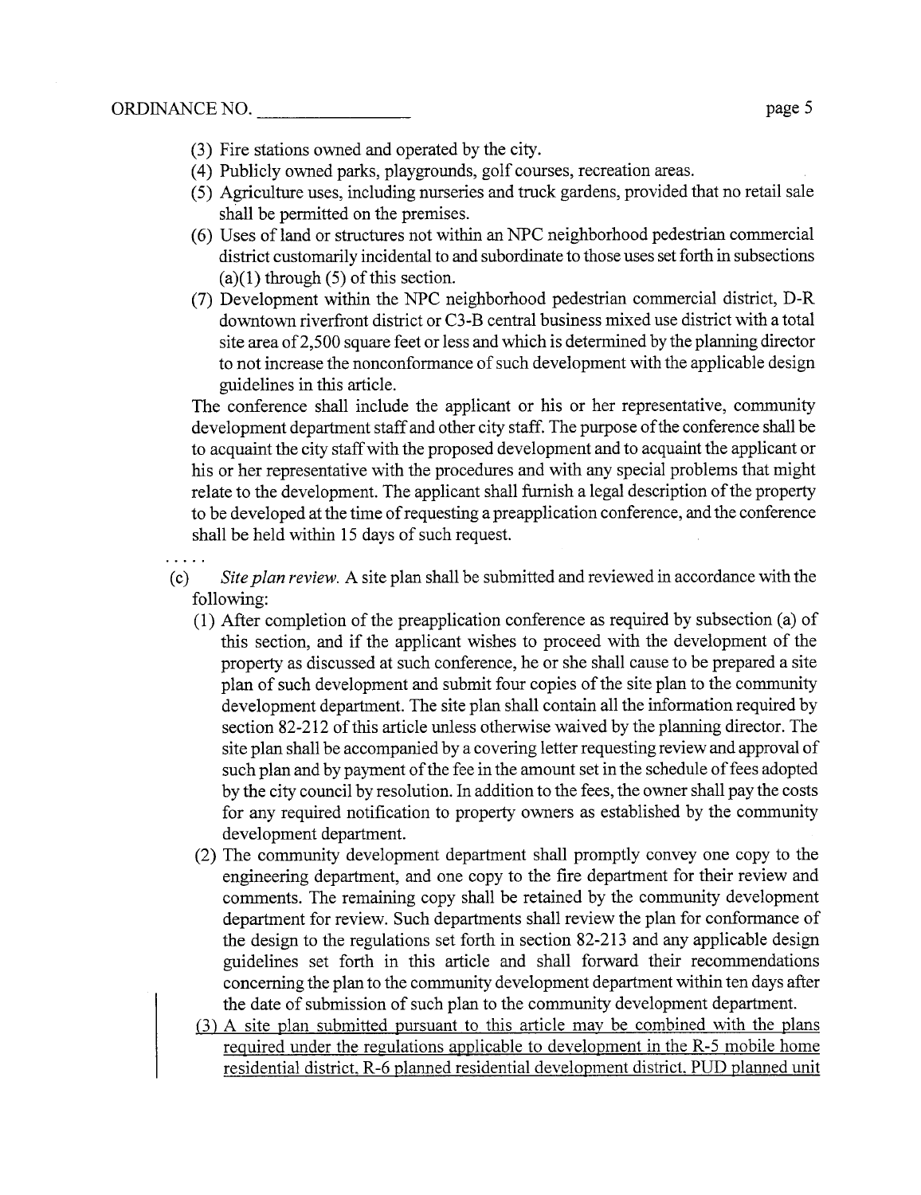(3) Fire stations owned and operated by the city.

(4) Publicly owned parks, playgrounds, golf courses, recreation areas.

(5) Agriculture uses, including nurseries and truck gardens, provided that no retail sale shall be permitted on the premises.

(6) Uses of land or structures not within an NPC neighborhood pedestrian commercial district customarily incidental to and subordinate to those uses set forth in subsections (a)(1) through (5) of this section.

(7) Development within the NPC neighborhood pedestrian commercial district, D-R downtown riverfront district or C3-B central business mixed use district with a total site area of 2,500 square feet or less and which is determined by the planning director to not increase the nonconformance of such development with the applicable design guidelines in this article.

The conference shall include the applicant or his or her representative, community development department staff and other city staff. The purpose of the conference shall be to acquaint the city staff with the proposed development and to acquaint the applicant or his or her representative with the procedures and with any special problems that might relate to the development. The applicant shall furnish a legal description of the property to be developed at the time of requesting a preapplication conference, and the conference shall be held within 15 days of such request.

. . . . .

(c) *Site plan review.* A site plan shall be submitted and reviewed in accordance with the following:

(1) After completion of the preapplication conference as required by subsection (a) of this section, and if the applicant wishes to proceed with the development of the property as discussed at such conference, he or she shall cause to be prepared a site plan of such development and submit four copies of the site plan to the community development department. The site plan shall contain all the information required by section 82-212 of this article unless otherwise waived by the planning director. The site plan shall be accompanied by a covering letter requesting review and approval of such plan and by payment of the fee in the amount set in the schedule of fees adopted by the city council by resolution. In addition to the fees, the owner shall pay the costs for any required notification to property owners as established by the community development department.

(2) The community development department shall promptly convey one copy to the engineering department, and one copy to the fire department for their review and comments. The remaining copy shall be retained by the community development department for review. Such departments shall review the plan for conformance of the design to the regulations set forth in section 82-213 and any applicable design guidelines set forth in this article and shall forward their recommendations concerning the plan to the community development department within ten days after the date of submission of such plan to the community development department.

<u>(3) A site plan submitted pursuant to this article may be combined with the plans required under the regulations applicable to development in the R-5 mobile home residential district, R-6 planned residential development district, PUD planned unit</u>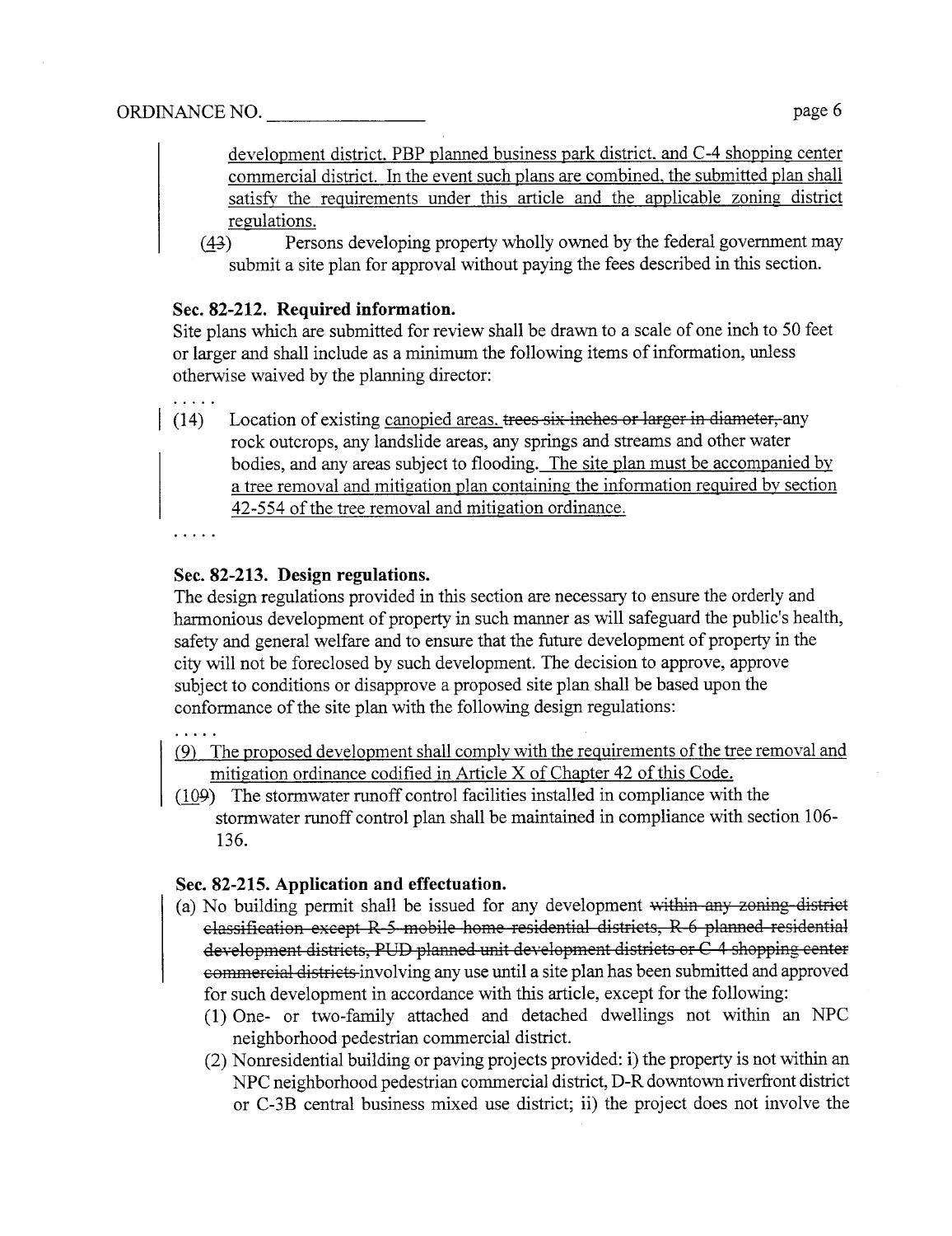development district, PBP planned business park district, and C-4 shopping center commercial district. In the event such plans are combined, the submitted plan shall satisfy the requirements under this article and the applicable zoning district regulations.

(4~~3~~) Persons developing property wholly owned by the federal government may submit a site plan for approval without paying the fees described in this section.

**Sec. 82-212. Required information.**

Site plans which are submitted for review shall be drawn to a scale of one inch to 50 feet or larger and shall include as a minimum the following items of information, unless otherwise waived by the planning director:

. . . . .

(14) Location of existing canopied areas. ~~trees six inches or larger in diameter,~~ any rock outcrops, any landslide areas, any springs and streams and other water bodies, and any areas subject to flooding. The site plan must be accompanied by a tree removal and mitigation plan containing the information required by section 42-554 of the tree removal and mitigation ordinance.

. . . . .

**Sec. 82-213. Design regulations.**

The design regulations provided in this section are necessary to ensure the orderly and harmonious development of property in such manner as will safeguard the public's health, safety and general welfare and to ensure that the future development of property in the city will not be foreclosed by such development. The decision to approve, approve subject to conditions or disapprove a proposed site plan shall be based upon the conformance of the site plan with the following design regulations:

. . . . .

(9) The proposed development shall comply with the requirements of the tree removal and mitigation ordinance codified in Article X of Chapter 42 of this Code.

(10~~9~~) The stormwater runoff control facilities installed in compliance with the stormwater runoff control plan shall be maintained in compliance with section 106-136.

**Sec. 82-215. Application and effectuation.**

(a) No building permit shall be issued for any development ~~within any zoning district classification except R-5 mobile home residential districts, R-6 planned residential development districts, PUD planned unit development districts or C-4 shopping center commercial districts~~ involving any use until a site plan has been submitted and approved for such development in accordance with this article, except for the following:

(1) One- or two-family attached and detached dwellings not within an NPC neighborhood pedestrian commercial district.

(2) Nonresidential building or paving projects provided: i) the property is not within an NPC neighborhood pedestrian commercial district, D-R downtown riverfront district or C-3B central business mixed use district; ii) the project does not involve the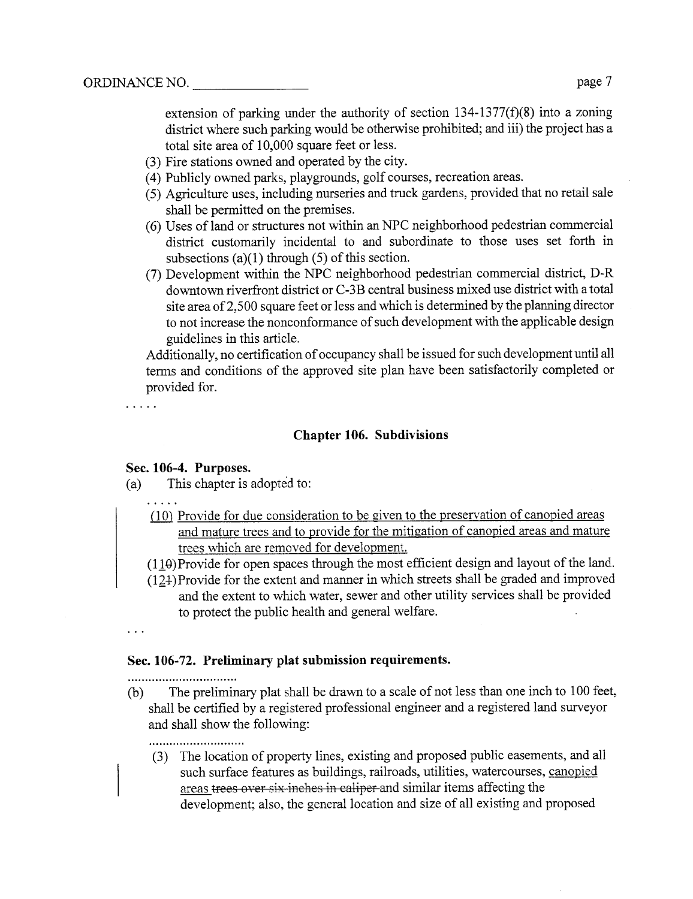extension of parking under the authority of section 134-1377(f)(8) into a zoning district where such parking would be otherwise prohibited; and iii) the project has a total site area of 10,000 square feet or less.

(3) Fire stations owned and operated by the city.

(4) Publicly owned parks, playgrounds, golf courses, recreation areas.

(5) Agriculture uses, including nurseries and truck gardens, provided that no retail sale shall be permitted on the premises.

(6) Uses of land or structures not within an NPC neighborhood pedestrian commercial district customarily incidental to and subordinate to those uses set forth in subsections (a)(1) through (5) of this section.

(7) Development within the NPC neighborhood pedestrian commercial district, D-R downtown riverfront district or C-3B central business mixed use district with a total site area of 2,500 square feet or less and which is determined by the planning director to not increase the nonconformance of such development with the applicable design guidelines in this article.

Additionally, no certification of occupancy shall be issued for such development until all terms and conditions of the approved site plan have been satisfactorily completed or provided for.

. . . . .

## Chapter 106. Subdivisions

**Sec. 106-4. Purposes.**

(a) This chapter is adopted to:

. . . . .

<u>(10) Provide for due consideration to be given to the preservation of canopied areas and mature trees and to provide for the mitigation of canopied areas and mature trees which are removed for development.</u>

(1<u>1</u>~~0~~) Provide for open spaces through the most efficient design and layout of the land.

(1<u>2</u>~~1~~) Provide for the extent and manner in which streets shall be graded and improved and the extent to which water, sewer and other utility services shall be provided to protect the public health and general welfare.

. . .

**Sec. 106-72. Preliminary plat submission requirements.**

................................

(b) The preliminary plat shall be drawn to a scale of not less than one inch to 100 feet, shall be certified by a registered professional engineer and a registered land surveyor and shall show the following:

............................

(3) The location of property lines, existing and proposed public easements, and all such surface features as buildings, railroads, utilities, watercourses, <u>canopied areas</u> ~~trees over six inches in caliper~~ and similar items affecting the development; also, the general location and size of all existing and proposed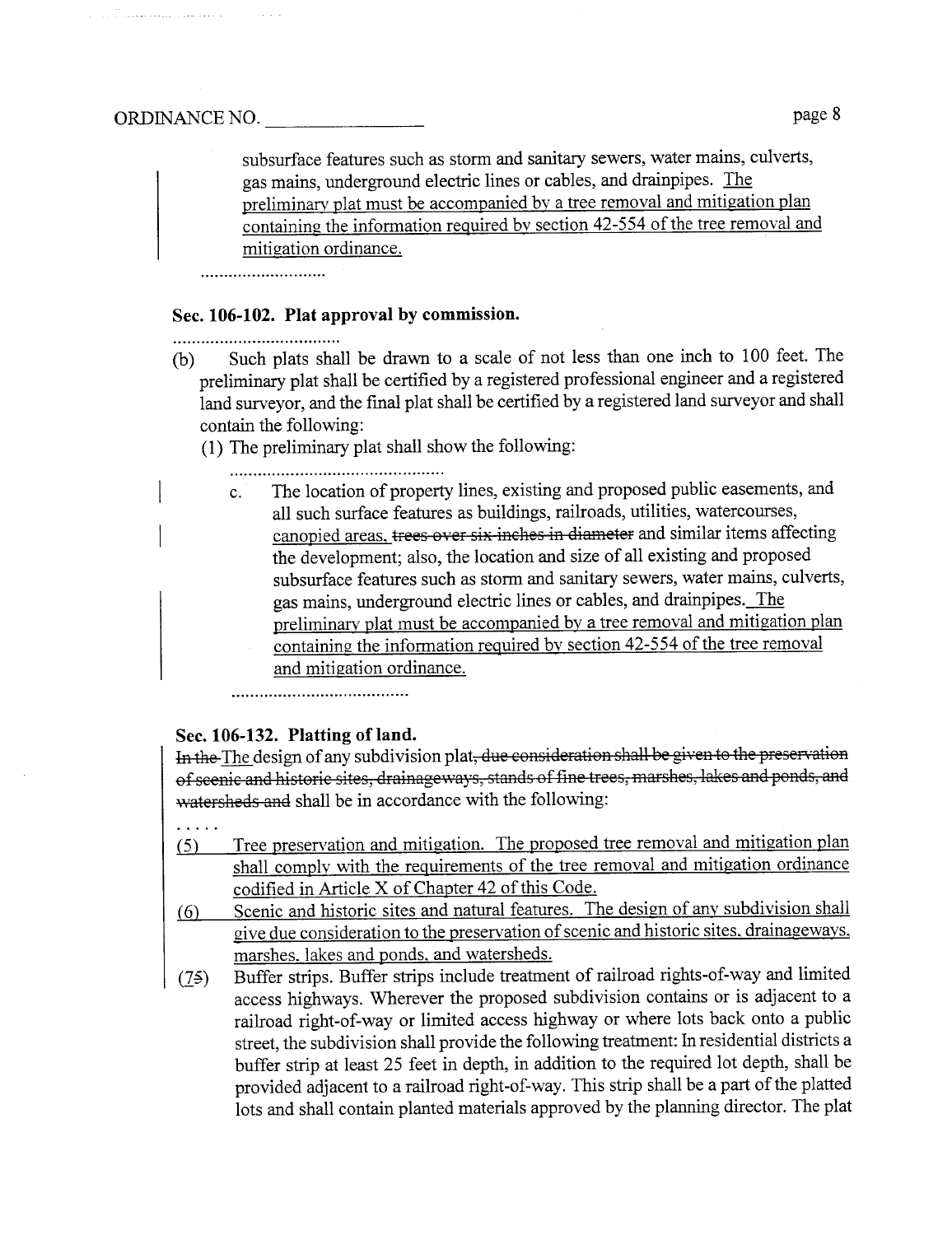subsurface features such as storm and sanitary sewers, water mains, culverts, gas mains, underground electric lines or cables, and drainpipes. <u>The preliminary plat must be accompanied by a tree removal and mitigation plan containing the information required by section 42-554 of the tree removal and mitigation ordinance.</u>

............................

**Sec. 106-102. Plat approval by commission.**

....................................

(b) Such plats shall be drawn to a scale of not less than one inch to 100 feet. The preliminary plat shall be certified by a registered professional engineer and a registered land surveyor, and the final plat shall be certified by a registered land surveyor and shall contain the following:

(1) The preliminary plat shall show the following:

..............................................

c. The location of property lines, existing and proposed public easements, and all such surface features as buildings, railroads, utilities, watercourses, <u>canopied areas,</u> ~~trees over six inches in diameter~~ and similar items affecting the development; also, the location and size of all existing and proposed subsurface features such as storm and sanitary sewers, water mains, culverts, gas mains, underground electric lines or cables, and drainpipes. <u>The preliminary plat must be accompanied by a tree removal and mitigation plan containing the information required by section 42-554 of the tree removal and mitigation ordinance.</u>

.......................................

**Sec. 106-132. Platting of land.**

~~In the~~ <u>The</u> design of any subdivision plat~~, due consideration shall be given to the preservation of scenic and historic sites, drainageways, stands of fine trees, marshes, lakes and ponds, and watersheds and~~ shall be in accordance with the following:

.....

<u>(5) Tree preservation and mitigation. The proposed tree removal and mitigation plan shall comply with the requirements of the tree removal and mitigation ordinance codified in Article X of Chapter 42 of this Code.</u>

<u>(6) Scenic and historic sites and natural features. The design of any subdivision shall give due consideration to the preservation of scenic and historic sites, drainageways, marshes, lakes and ponds, and watersheds.</u>

(<u>7</u>~~5~~) Buffer strips. Buffer strips include treatment of railroad rights-of-way and limited access highways. Wherever the proposed subdivision contains or is adjacent to a railroad right-of-way or limited access highway or where lots back onto a public street, the subdivision shall provide the following treatment: In residential districts a buffer strip at least 25 feet in depth, in addition to the required lot depth, shall be provided adjacent to a railroad right-of-way. This strip shall be a part of the platted lots and shall contain planted materials approved by the planning director. The plat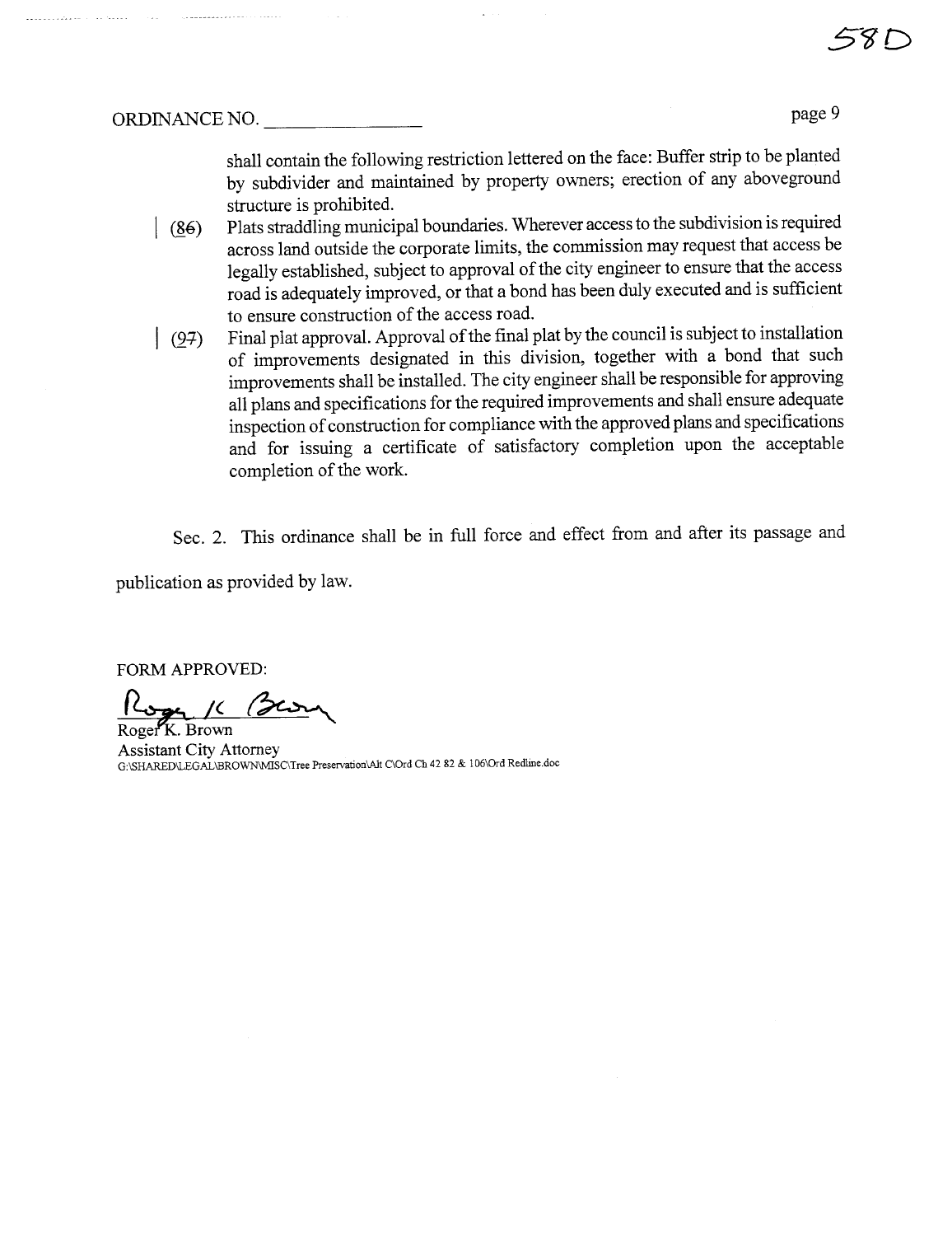shall contain the following restriction lettered on the face: Buffer strip to be planted by subdivider and maintained by property owners; erection of any aboveground structure is prohibited.

(8~~6~~) Plats straddling municipal boundaries. Wherever access to the subdivision is required across land outside the corporate limits, the commission may request that access be legally established, subject to approval of the city engineer to ensure that the access road is adequately improved, or that a bond has been duly executed and is sufficient to ensure construction of the access road.

(9~~7~~) Final plat approval. Approval of the final plat by the council is subject to installation of improvements designated in this division, together with a bond that such improvements shall be installed. The city engineer shall be responsible for approving all plans and specifications for the required improvements and shall ensure adequate inspection of construction for compliance with the approved plans and specifications and for issuing a certificate of satisfactory completion upon the acceptable completion of the work.

Sec. 2. This ordinance shall be in full force and effect from and after its passage and publication as provided by law.

FORM APPROVED:

Roger K. Brown
Assistant City Attorney
G:\SHARED\LEGAL\BROWN\MISC\Tree Preservation\Alt C\Ord Ch 42 82 & 106\Ord Redline.doc